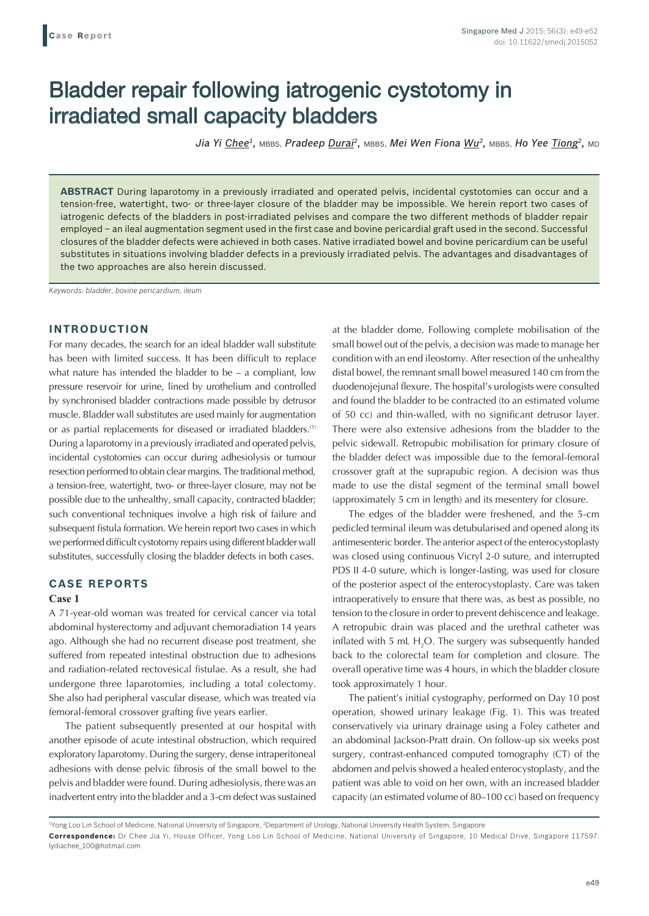Case Report

# Bladder repair following iatrogenic cystotomy in irradiated small capacity bladders

*Jia Yi Chee[1], MBBS, Pradeep Durai[2], MBBS, Mei Wen Fiona Wu[2], MBBS, Ho Yee Tiong[2], MD*

**ABSTRACT** During laparotomy in a previously irradiated and operated pelvis, incidental cystotomies can occur and a tension-free, watertight, two- or three-layer closure of the bladder may be impossible. We herein report two cases of iatrogenic defects of the bladders in post-irradiated pelvises and compare the two different methods of bladder repair employed – an ileal augmentation segment used in the first case and bovine pericardial graft used in the second. Successful closures of the bladder defects were achieved in both cases. Native irradiated bowel and bovine pericardium can be useful substitutes in situations involving bladder defects in a previously irradiated pelvis. The advantages and disadvantages of the two approaches are also herein discussed.

*Keywords: bladder, bovine pericardium, ileum*

## INTRODUCTION

For many decades, the search for an ideal bladder wall substitute has been with limited success. It has been difficult to replace what nature has intended the bladder to be – a compliant, low pressure reservoir for urine, lined by urothelium and controlled by synchronised bladder contractions made possible by detrusor muscle. Bladder wall substitutes are used mainly for augmentation or as partial replacements for diseased or irradiated bladders.[1] During a laparotomy in a previously irradiated and operated pelvis, incidental cystotomies can occur during adhesiolysis or tumour resection performed to obtain clear margins. The traditional method, a tension-free, watertight, two- or three-layer closure, may not be possible due to the unhealthy, small capacity, contracted bladder; such conventional techniques involve a high risk of failure and subsequent fistula formation. We herein report two cases in which we performed difficult cystotomy repairs using different bladder wall substitutes, successfully closing the bladder defects in both cases.

## CASE REPORTS

### Case 1

A 71-year-old woman was treated for cervical cancer via total abdominal hysterectomy and adjuvant chemoradiation 14 years ago. Although she had no recurrent disease post treatment, she suffered from repeated intestinal obstruction due to adhesions and radiation-related rectovesical fistulae. As a result, she had undergone three laparotomies, including a total colectomy. She also had peripheral vascular disease, which was treated via femoral-femoral crossover grafting five years earlier.

The patient subsequently presented at our hospital with another episode of acute intestinal obstruction, which required exploratory laparotomy. During the surgery, dense intraperitoneal adhesions with dense pelvic fibrosis of the small bowel to the pelvis and bladder were found. During adhesiolysis, there was an inadvertent entry into the bladder and a 3-cm defect was sustained at the bladder dome. Following complete mobilisation of the small bowel out of the pelvis, a decision was made to manage her condition with an end ileostomy. After resection of the unhealthy distal bowel, the remnant small bowel measured 140 cm from the duodenojejunal flexure. The hospital's urologists were consulted and found the bladder to be contracted (to an estimated volume of 50 cc) and thin-walled, with no significant detrusor layer. There were also extensive adhesions from the bladder to the pelvic sidewall. Retropubic mobilisation for primary closure of the bladder defect was impossible due to the femoral-femoral crossover graft at the suprapubic region. A decision was thus made to use the distal segment of the terminal small bowel (approximately 5 cm in length) and its mesentery for closure.

The edges of the bladder were freshened, and the 5-cm pedicled terminal ileum was detubularised and opened along its antimesenteric border. The anterior aspect of the enterocystoplasty was closed using continuous Vicryl 2-0 suture, and interrupted PDS II 4-0 suture, which is longer-lasting, was used for closure of the posterior aspect of the enterocystoplasty. Care was taken intraoperatively to ensure that there was, as best as possible, no tension to the closure in order to prevent dehiscence and leakage. A retropubic drain was placed and the urethral catheter was inflated with 5 mL $H_2O$. The surgery was subsequently handed back to the colorectal team for completion and closure. The overall operative time was 4 hours, in which the bladder closure took approximately 1 hour.

The patient's initial cystography, performed on Day 10 post operation, showed urinary leakage (Fig. 1). This was treated conservatively via urinary drainage using a Foley catheter and an abdominal Jackson-Pratt drain. On follow-up six weeks post surgery, contrast-enhanced computed tomography (CT) of the abdomen and pelvis showed a healed enterocystoplasty, and the patient was able to void on her own, with an increased bladder capacity (an estimated volume of 80–100 cc) based on frequency

[1]Yong Loo Lin School of Medicine, National University of Singapore, [2]Department of Urology, National University Health System, Singapore

**Correspondence:** Dr Chee Jia Yi, House Officer, Yong Loo Lin School of Medicine, National University of Singapore, 10 Medical Drive, Singapore 117597. lydiachee_100@hotmail.com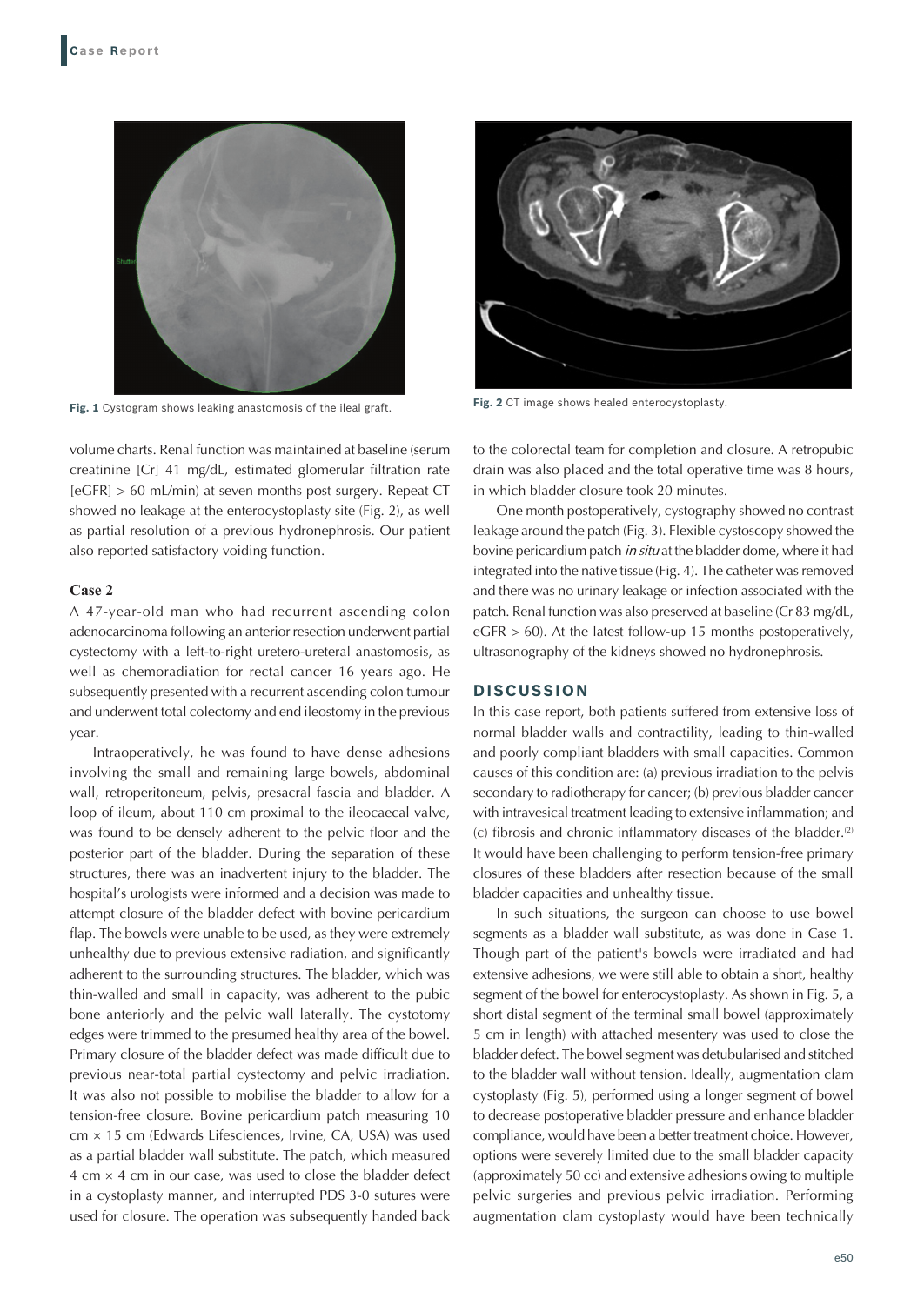Fig. 1 Cystogram shows leaking anastomosis of the ileal graft.

Fig. 2 CT image shows healed enterocystoplasty.

volume charts. Renal function was maintained at baseline (serum creatinine [Cr] 41 mg/dL, estimated glomerular filtration rate [eGFR] > 60 mL/min) at seven months post surgery. Repeat CT showed no leakage at the enterocystoplasty site (Fig. 2), as well as partial resolution of a previous hydronephrosis. Our patient also reported satisfactory voiding function.

### Case 2

A 47-year-old man who had recurrent ascending colon adenocarcinoma following an anterior resection underwent partial cystectomy with a left-to-right uretero-ureteral anastomosis, as well as chemoradiation for rectal cancer 16 years ago. He subsequently presented with a recurrent ascending colon tumour and underwent total colectomy and end ileostomy in the previous year.

Intraoperatively, he was found to have dense adhesions involving the small and remaining large bowels, abdominal wall, retroperitoneum, pelvis, presacral fascia and bladder. A loop of ileum, about 110 cm proximal to the ileocaecal valve, was found to be densely adherent to the pelvic floor and the posterior part of the bladder. During the separation of these structures, there was an inadvertent injury to the bladder. The hospital's urologists were informed and a decision was made to attempt closure of the bladder defect with bovine pericardium flap. The bowels were unable to be used, as they were extremely unhealthy due to previous extensive radiation, and significantly adherent to the surrounding structures. The bladder, which was thin-walled and small in capacity, was adherent to the pubic bone anteriorly and the pelvic wall laterally. The cystotomy edges were trimmed to the presumed healthy area of the bowel. Primary closure of the bladder defect was made difficult due to previous near-total partial cystectomy and pelvic irradiation. It was also not possible to mobilise the bladder to allow for a tension-free closure. Bovine pericardium patch measuring 10 cm × 15 cm (Edwards Lifesciences, Irvine, CA, USA) was used as a partial bladder wall substitute. The patch, which measured 4 cm × 4 cm in our case, was used to close the bladder defect in a cystoplasty manner, and interrupted PDS 3-0 sutures were used for closure. The operation was subsequently handed back to the colorectal team for completion and closure. A retropubic drain was also placed and the total operative time was 8 hours, in which bladder closure took 20 minutes.

One month postoperatively, cystography showed no contrast leakage around the patch (Fig. 3). Flexible cystoscopy showed the bovine pericardium patch *in situ* at the bladder dome, where it had integrated into the native tissue (Fig. 4). The catheter was removed and there was no urinary leakage or infection associated with the patch. Renal function was also preserved at baseline (Cr 83 mg/dL, eGFR > 60). At the latest follow-up 15 months postoperatively, ultrasonography of the kidneys showed no hydronephrosis.

## DISCUSSION

In this case report, both patients suffered from extensive loss of normal bladder walls and contractility, leading to thin-walled and poorly compliant bladders with small capacities. Common causes of this condition are: (a) previous irradiation to the pelvis secondary to radiotherapy for cancer; (b) previous bladder cancer with intravesical treatment leading to extensive inflammation; and (c) fibrosis and chronic inflammatory diseases of the bladder.[2] It would have been challenging to perform tension-free primary closures of these bladders after resection because of the small bladder capacities and unhealthy tissue.

In such situations, the surgeon can choose to use bowel segments as a bladder wall substitute, as was done in Case 1. Though part of the patient's bowels were irradiated and had extensive adhesions, we were still able to obtain a short, healthy segment of the bowel for enterocystoplasty. As shown in Fig. 5, a short distal segment of the terminal small bowel (approximately 5 cm in length) with attached mesentery was used to close the bladder defect. The bowel segment was detubularised and stitched to the bladder wall without tension. Ideally, augmentation clam cystoplasty (Fig. 5), performed using a longer segment of bowel to decrease postoperative bladder pressure and enhance bladder compliance, would have been a better treatment choice. However, options were severely limited due to the small bladder capacity (approximately 50 cc) and extensive adhesions owing to multiple pelvic surgeries and previous pelvic irradiation. Performing augmentation clam cystoplasty would have been technically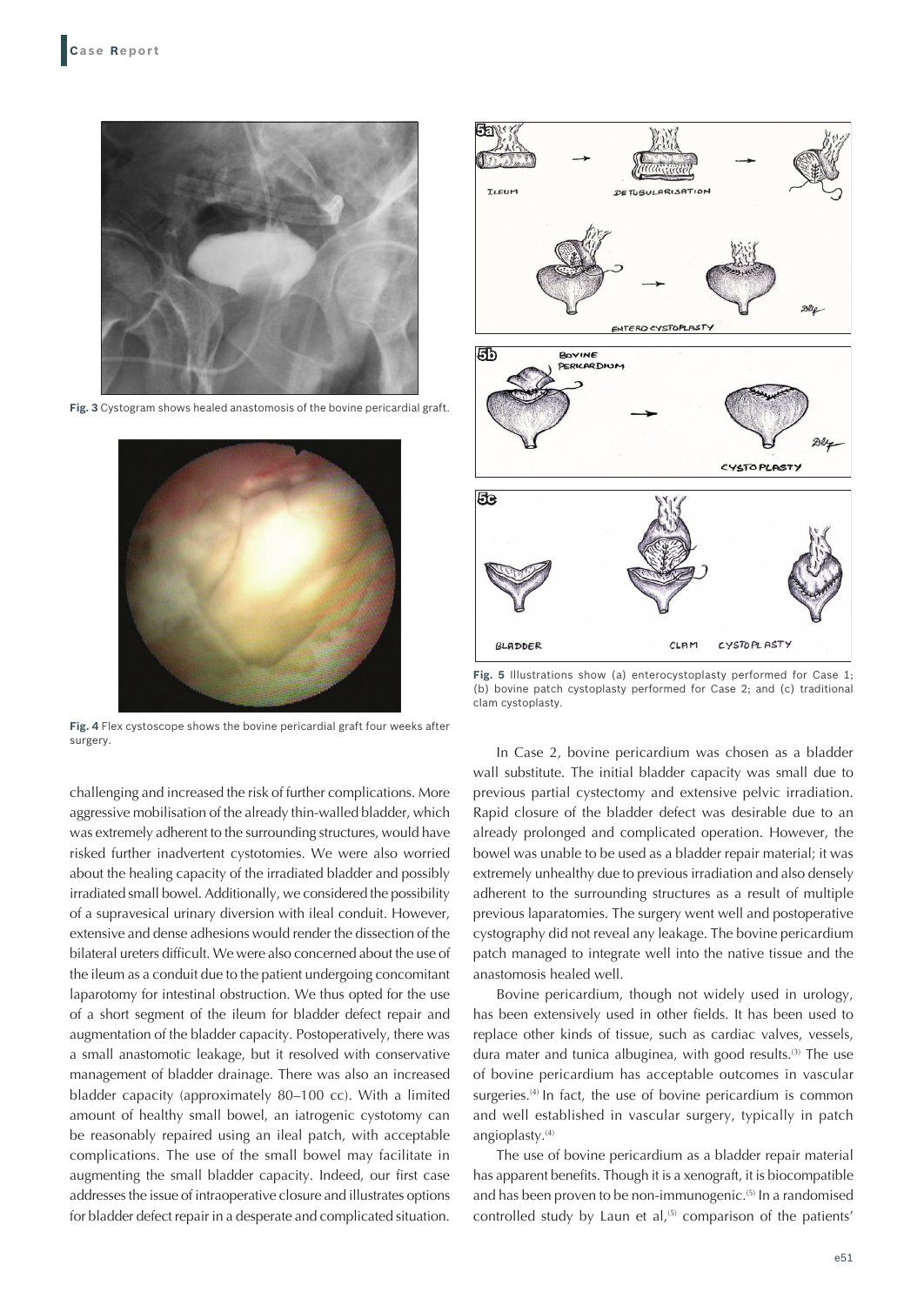Fig. 3 Cystogram shows healed anastomosis of the bovine pericardial graft.

Fig. 4 Flex cystoscope shows the bovine pericardial graft four weeks after surgery.

5a

ILEUM

DETUBULARISATION

ENTEROCYSTOPLASTY

5b

BOVINE PERICARDIUM

CYSTOPLASTY

5c

BLADDER

CLAM CYSTOPLASTY

Fig. 5 Illustrations show (a) enterocystoplasty performed for Case 1; (b) bovine patch cystoplasty performed for Case 2; and (c) traditional clam cystoplasty.

challenging and increased the risk of further complications. More aggressive mobilisation of the already thin-walled bladder, which was extremely adherent to the surrounding structures, would have risked further inadvertent cystotomies. We were also worried about the healing capacity of the irradiated bladder and possibly irradiated small bowel. Additionally, we considered the possibility of a supravesical urinary diversion with ileal conduit. However, extensive and dense adhesions would render the dissection of the bilateral ureters difficult. We were also concerned about the use of the ileum as a conduit due to the patient undergoing concomitant laparotomy for intestinal obstruction. We thus opted for the use of a short segment of the ileum for bladder defect repair and augmentation of the bladder capacity. Postoperatively, there was a small anastomotic leakage, but it resolved with conservative management of bladder drainage. There was also an increased bladder capacity (approximately 80–100 cc). With a limited amount of healthy small bowel, an iatrogenic cystotomy can be reasonably repaired using an ileal patch, with acceptable complications. The use of the small bowel may facilitate in augmenting the small bladder capacity. Indeed, our first case addresses the issue of intraoperative closure and illustrates options for bladder defect repair in a desperate and complicated situation.

In Case 2, bovine pericardium was chosen as a bladder wall substitute. The initial bladder capacity was small due to previous partial cystectomy and extensive pelvic irradiation. Rapid closure of the bladder defect was desirable due to an already prolonged and complicated operation. However, the bowel was unable to be used as a bladder repair material; it was extremely unhealthy due to previous irradiation and also densely adherent to the surrounding structures as a result of multiple previous laparatomies. The surgery went well and postoperative cystography did not reveal any leakage. The bovine pericardium patch managed to integrate well into the native tissue and the anastomosis healed well.

Bovine pericardium, though not widely used in urology, has been extensively used in other fields. It has been used to replace other kinds of tissue, such as cardiac valves, vessels, dura mater and tunica albuginea, with good results.[3] The use of bovine pericardium has acceptable outcomes in vascular surgeries.[4] In fact, the use of bovine pericardium is common and well established in vascular surgery, typically in patch angioplasty.[4]

The use of bovine pericardium as a bladder repair material has apparent benefits. Though it is a xenograft, it is biocompatible and has been proven to be non-immunogenic.[5] In a randomised controlled study by Laun et al,[5] comparison of the patients'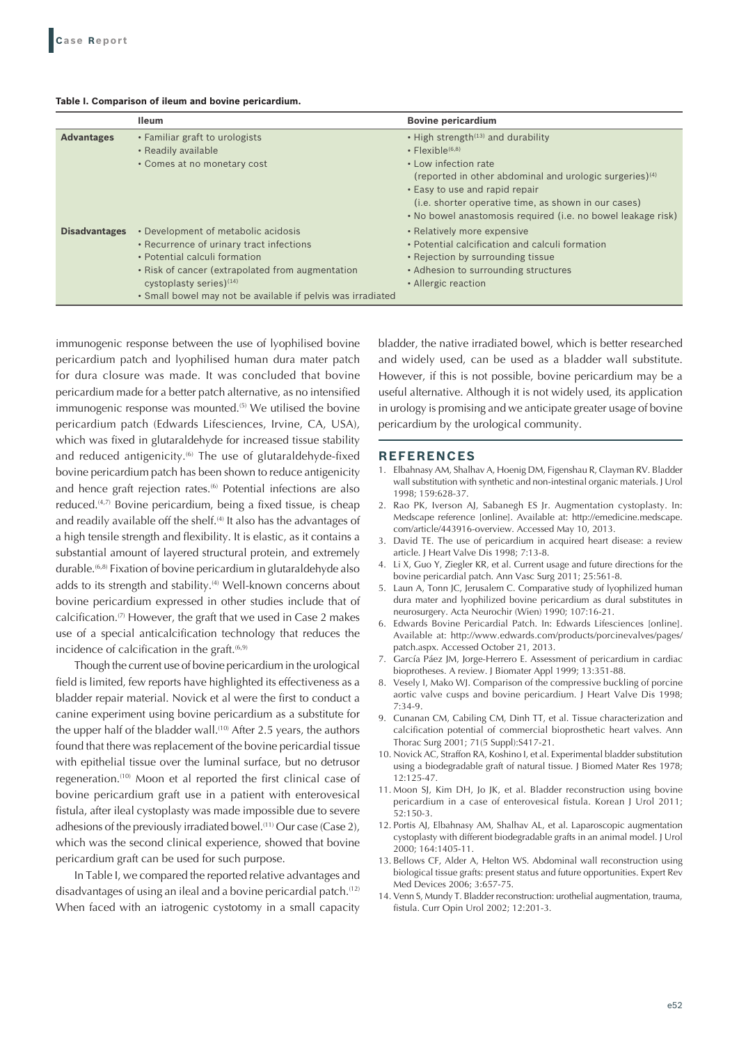**Table I. Comparison of ileum and bovine pericardium.**

| | Ileum | Bovine pericardium |
|---|---|---|
| **Advantages** | • Familiar graft to urologists<br>• Readily available<br>• Comes at no monetary cost | • High strength[13] and durability<br>• Flexible[6,8]<br>• Low infection rate (reported in other abdominal and urologic surgeries)[4]<br>• Easy to use and rapid repair (i.e. shorter operative time, as shown in our cases)<br>• No bowel anastomosis required (i.e. no bowel leakage risk) |
| **Disadvantages** | • Development of metabolic acidosis<br>• Recurrence of urinary tract infections<br>• Potential calculi formation<br>• Risk of cancer (extrapolated from augmentation cystoplasty series)[14]<br>• Small bowel may not be available if pelvis was irradiated | • Relatively more expensive<br>• Potential calcification and calculi formation<br>• Rejection by surrounding tissue<br>• Adhesion to surrounding structures<br>• Allergic reaction |

immunogenic response between the use of lyophilised bovine pericardium patch and lyophilised human dura mater patch for dura closure was made. It was concluded that bovine pericardium made for a better patch alternative, as no intensified immunogenic response was mounted.[5] We utilised the bovine pericardium patch (Edwards Lifesciences, Irvine, CA, USA), which was fixed in glutaraldehyde for increased tissue stability and reduced antigenicity.[6] The use of glutaraldehyde-fixed bovine pericardium patch has been shown to reduce antigenicity and hence graft rejection rates.[6] Potential infections are also reduced.[4,7] Bovine pericardium, being a fixed tissue, is cheap and readily available off the shelf.[4] It also has the advantages of a high tensile strength and flexibility. It is elastic, as it contains a substantial amount of layered structural protein, and extremely durable.[6,8] Fixation of bovine pericardium in glutaraldehyde also adds to its strength and stability.[4] Well-known concerns about bovine pericardium expressed in other studies include that of calcification.[7] However, the graft that we used in Case 2 makes use of a special anticalcification technology that reduces the incidence of calcification in the graft.[6,9]

Though the current use of bovine pericardium in the urological field is limited, few reports have highlighted its effectiveness as a bladder repair material. Novick et al were the first to conduct a canine experiment using bovine pericardium as a substitute for the upper half of the bladder wall.[10] After 2.5 years, the authors found that there was replacement of the bovine pericardial tissue with epithelial tissue over the luminal surface, but no detrusor regeneration.[10] Moon et al reported the first clinical case of bovine pericardium graft use in a patient with enterovesical fistula, after ileal cystoplasty was made impossible due to severe adhesions of the previously irradiated bowel.[11] Our case (Case 2), which was the second clinical experience, showed that bovine pericardium graft can be used for such purpose.

In Table I, we compared the reported relative advantages and disadvantages of using an ileal and a bovine pericardial patch.[12] When faced with an iatrogenic cystotomy in a small capacity bladder, the native irradiated bowel, which is better researched and widely used, can be used as a bladder wall substitute. However, if this is not possible, bovine pericardium may be a useful alternative. Although it is not widely used, its application in urology is promising and we anticipate greater usage of bovine pericardium by the urological community.

## REFERENCES

1. Elbahnasy AM, Shalhav A, Hoenig DM, Figenshau R, Clayman RV. Bladder wall substitution with synthetic and non-intestinal organic materials. J Urol 1998; 159:628-37.
2. Rao PK, Iverson AJ, Sabanegh ES Jr. Augmentation cystoplasty. In: Medscape reference [online]. Available at: http://emedicine.medscape.com/article/443916-overview. Accessed May 10, 2013.
3. David TE. The use of pericardium in acquired heart disease: a review article. J Heart Valve Dis 1998; 7:13-8.
4. Li X, Guo Y, Ziegler KR, et al. Current usage and future directions for the bovine pericardial patch. Ann Vasc Surg 2011; 25:561-8.
5. Laun A, Tonn JC, Jerusalem C. Comparative study of lyophilized human dura mater and lyophilized bovine pericardium as dural substitutes in neurosurgery. Acta Neurochir (Wien) 1990; 107:16-21.
6. Edwards Bovine Pericardial Patch. In: Edwards Lifesciences [online]. Available at: http://www.edwards.com/products/porcinevalves/pages/patch.aspx. Accessed October 21, 2013.
7. García Páez JM, Jorge-Herrero E. Assessment of pericardium in cardiac bioprotheses. A review. J Biomater Appl 1999; 13:351-88.
8. Vesely I, Mako WJ. Comparison of the compressive buckling of porcine aortic valve cusps and bovine pericardium. J Heart Valve Dis 1998; 7:34-9.
9. Cunanan CM, Cabiling CM, Dinh TT, et al. Tissue characterization and calcification potential of commercial bioprosthetic heart valves. Ann Thorac Surg 2001; 71(5 Suppl):S417-21.
10. Novick AC, Straffon RA, Koshino I, et al. Experimental bladder substitution using a biodegradable graft of natural tissue. J Biomed Mater Res 1978; 12:125-47.
11. Moon SJ, Kim DH, Jo JK, et al. Bladder reconstruction using bovine pericardium in a case of enterovesical fistula. Korean J Urol 2011; 52:150-3.
12. Portis AJ, Elbahnasy AM, Shalhav AL, et al. Laparoscopic augmentation cystoplasty with different biodegradable grafts in an animal model. J Urol 2000; 164:1405-11.
13. Bellows CF, Alder A, Helton WS. Abdominal wall reconstruction using biological tissue grafts: present status and future opportunities. Expert Rev Med Devices 2006; 3:657-75.
14. Venn S, Mundy T. Bladder reconstruction: urothelial augmentation, trauma, fistula. Curr Opin Urol 2002; 12:201-3.